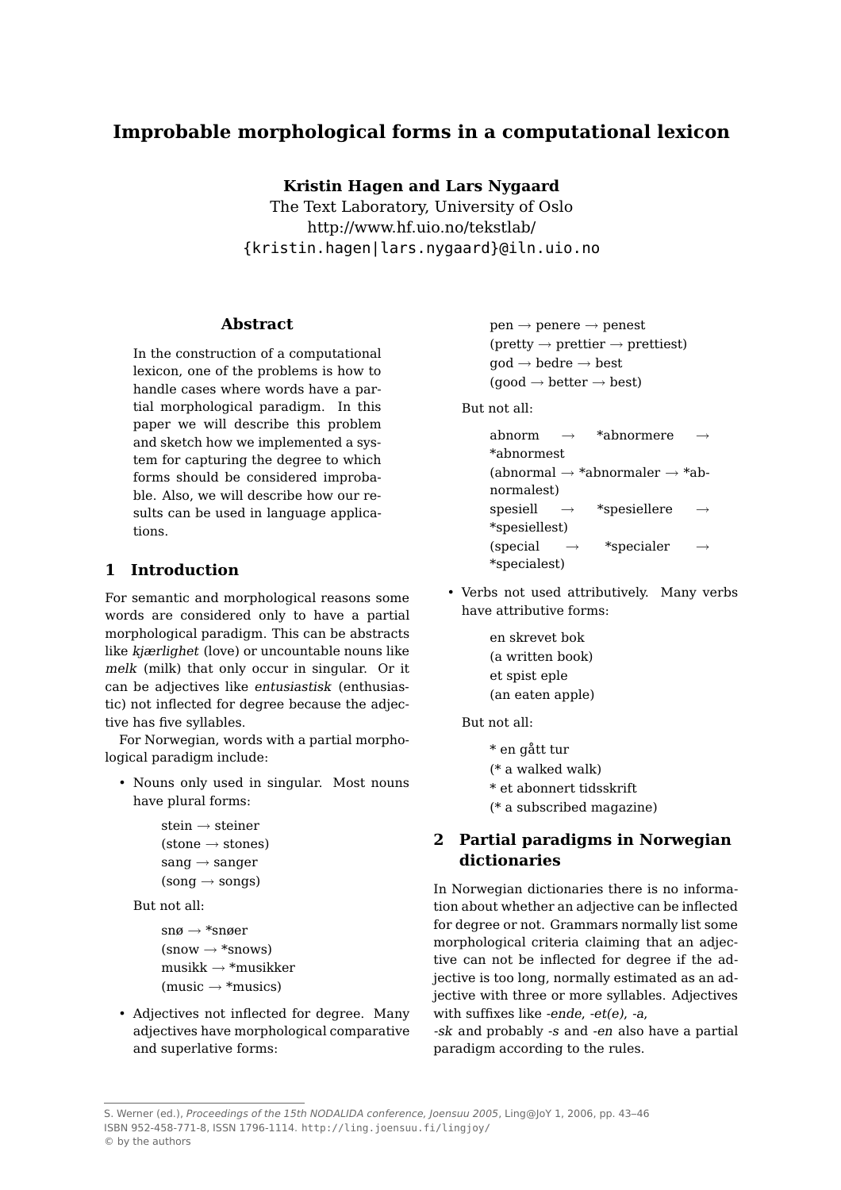# Improbable morphological forms in a computational lexicon

**Kristin Hagen and Lars Nygaard**
The Text Laboratory, University of Oslo
http://www.hf.uio.no/tekstlab/
{kristin.hagen|lars.nygaard}@iln.uio.no

## Abstract

In the construction of a computational lexicon, one of the problems is how to handle cases where words have a partial morphological paradigm. In this paper we will describe this problem and sketch how we implemented a system for capturing the degree to which forms should be considered improbable. Also, we will describe how our results can be used in language applications.

## 1 Introduction

For semantic and morphological reasons some words are considered only to have a partial morphological paradigm. This can be abstracts like *kjærlighet* (love) or uncountable nouns like *melk* (milk) that only occur in singular. Or it can be adjectives like *entusiastisk* (enthusiastic) not inflected for degree because the adjective has five syllables.

For Norwegian, words with a partial morphological paradigm include:

- Nouns only used in singular. Most nouns have plural forms:

  stein → steiner
  (stone → stones)
  sang → sanger
  (song → songs)

  But not all:

  snø → *snøer
  (snow → *snows)
  musikk → *musikker
  (music → *musics)

- Adjectives not inflected for degree. Many adjectives have morphological comparative and superlative forms:

  pen → penere → penest
  (pretty → prettier → prettiest)
  god → bedre → best
  (good → better → best)

  But not all:

  abnorm → *abnormere → *abnormest
  (abnormal → *abnormaler → *abnormalest)
  spesiell → *spesiellere → *spesiellest)
  (special → *specialer → *specialest)

- Verbs not used attributively. Many verbs have attributive forms:

  en skrevet bok
  (a written book)
  et spist eple
  (an eaten apple)

  But not all:

  * en gått tur
  (* a walked walk)
  * et abonnert tidsskrift
  (* a subscribed magazine)

## 2 Partial paradigms in Norwegian dictionaries

In Norwegian dictionaries there is no information about whether an adjective can be inflected for degree or not. Grammars normally list some morphological criteria claiming that an adjective can not be inflected for degree if the adjective is too long, normally estimated as an adjective with three or more syllables. Adjectives with suffixes like *-ende, -et(e), -a, -sk* and probably *-s* and *-en* also have a partial paradigm according to the rules.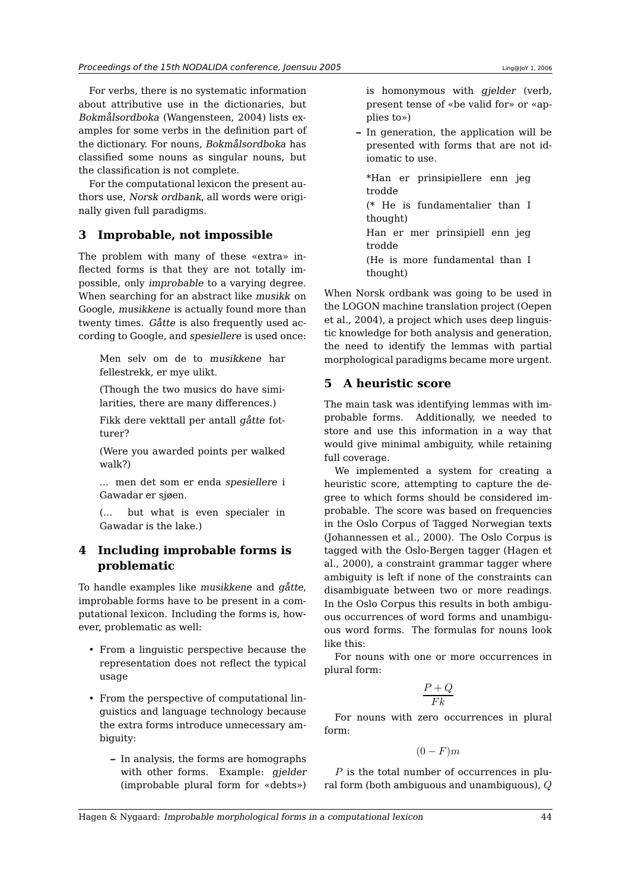For verbs, there is no systematic information about attributive use in the dictionaries, but *Bokmålsordboka* (Wangensteen, 2004) lists examples for some verbs in the definition part of the dictionary. For nouns, *Bokmålsordboka* has classified some nouns as singular nouns, but the classification is not complete.

For the computational lexicon the present authors use, *Norsk ordbank*, all words were originally given full paradigms.

## 3 Improbable, not impossible

The problem with many of these «extra» inflected forms is that they are not totally impossible, only *improbable* to a varying degree. When searching for an abstract like *musikk* on Google, *musikkene* is actually found more than twenty times. *Gåtte* is also frequently used according to Google, and *spesiellere* is used once:

> Men selv om de to *musikkene* har fellestrekk, er mye ulikt.
>
> (Though the two musics do have similarities, there are many differences.)
>
> Fikk dere vekttall per antall *gåtte* fotturer?
>
> (Were you awarded points per walked walk?)
>
> ... men det som er enda *spesiellere* i Gawadar er sjøen.
>
> (... but what is even specialer in Gawadar is the lake.)

## 4 Including improbable forms is problematic

To handle examples like *musikkene* and *gåtte*, improbable forms have to be present in a computational lexicon. Including the forms is, however, problematic as well:

- From a linguistic perspective because the representation does not reflect the typical usage
- From the perspective of computational linguistics and language technology because the extra forms introduce unnecessary ambiguity:
  - In analysis, the forms are homographs with other forms. Example: *gjelder* (improbable plural form for «debts») is homonymous with *gjelder* (verb, present tense of «be valid for» or «applies to»)
  - In generation, the application will be presented with forms that are not idiomatic to use.

    *Han er prinsipiellere enn jeg trodde

    (* He is fundamentalier than I thought)

    Han er mer prinsipiell enn jeg trodde

    (He is more fundamental than I thought)

When Norsk ordbank was going to be used in the LOGON machine translation project (Oepen et al., 2004), a project which uses deep linguistic knowledge for both analysis and generation, the need to identify the lemmas with partial morphological paradigms became more urgent.

## 5 A heuristic score

The main task was identifying lemmas with improbable forms. Additionally, we needed to store and use this information in a way that would give minimal ambiguity, while retaining full coverage.

We implemented a system for creating a heuristic score, attempting to capture the degree to which forms should be considered improbable. The score was based on frequencies in the Oslo Corpus of Tagged Norwegian texts (Johannessen et al., 2000). The Oslo Corpus is tagged with the Oslo-Bergen tagger (Hagen et al., 2000), a constraint grammar tagger where ambiguity is left if none of the constraints can disambiguate between two or more readings. In the Oslo Corpus this results in both ambiguous occurrences of word forms and unambiguous word forms. The formulas for nouns look like this:

For nouns with one or more occurrences in plural form:

$$\frac{P+Q}{Fk}$$

For nouns with zero occurrences in plural form:

$$(0-F)m$$

$P$ is the total number of occurrences in plural form (both ambiguous and unambiguous), $Q$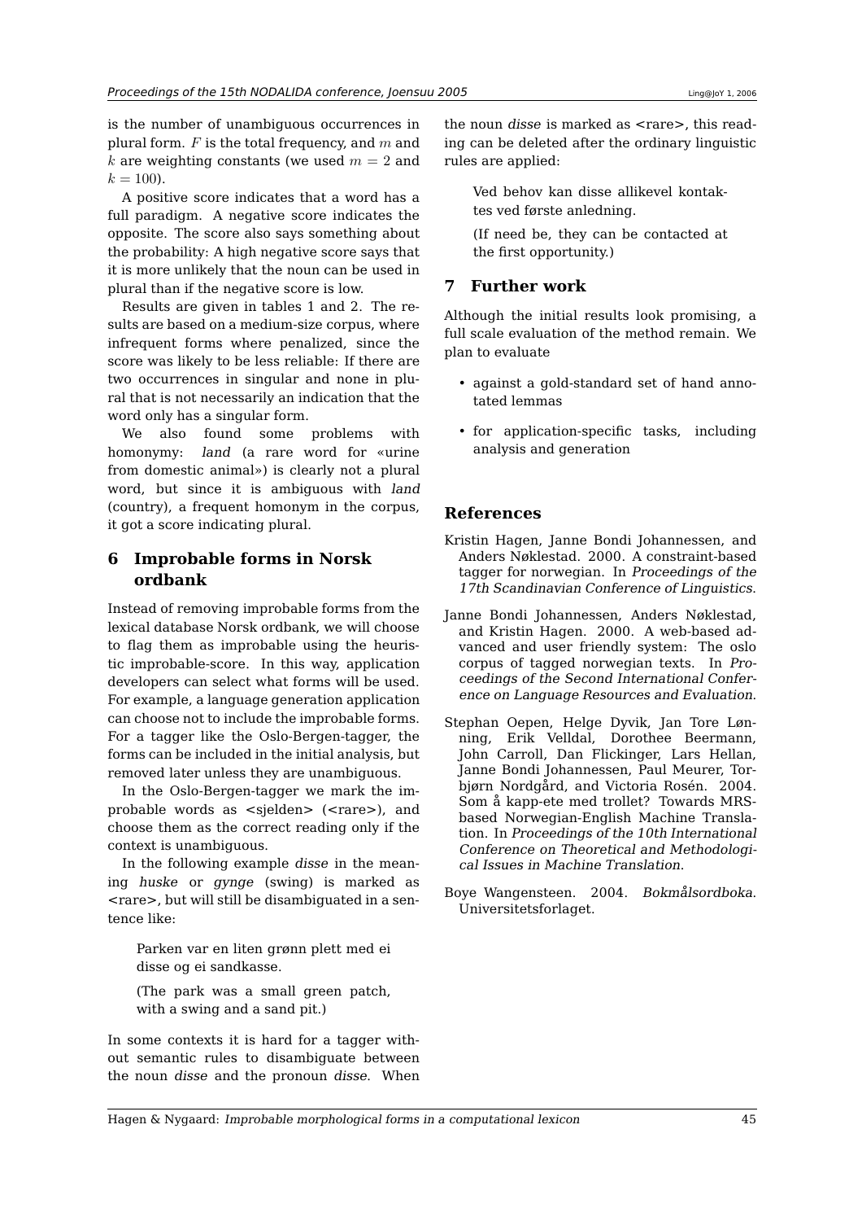is the number of unambiguous occurrences in plural form. $F$ is the total frequency, and $m$ and $k$ are weighting constants (we used $m = 2$ and $k = 100$).

A positive score indicates that a word has a full paradigm. A negative score indicates the opposite. The score also says something about the probability: A high negative score says that it is more unlikely that the noun can be used in plural than if the negative score is low.

Results are given in tables 1 and 2. The results are based on a medium-size corpus, where infrequent forms where penalized, since the score was likely to be less reliable: If there are two occurrences in singular and none in plural that is not necessarily an indication that the word only has a singular form.

We also found some problems with homonymy: *land* (a rare word for «urine from domestic animal») is clearly not a plural word, but since it is ambiguous with *land* (country), a frequent homonym in the corpus, it got a score indicating plural.

## 6 Improbable forms in Norsk ordbank

Instead of removing improbable forms from the lexical database Norsk ordbank, we will choose to flag them as improbable using the heuristic improbable-score. In this way, application developers can select what forms will be used. For example, a language generation application can choose not to include the improbable forms. For a tagger like the Oslo-Bergen-tagger, the forms can be included in the initial analysis, but removed later unless they are unambiguous.

In the Oslo-Bergen-tagger we mark the improbable words as <sjelden> (<rare>), and choose them as the correct reading only if the context is unambiguous.

In the following example *disse* in the meaning *huske* or *gynge* (swing) is marked as <rare>, but will still be disambiguated in a sentence like:

> Parken var en liten grønn plett med ei disse og ei sandkasse.
>
> (The park was a small green patch, with a swing and a sand pit.)

In some contexts it is hard for a tagger without semantic rules to disambiguate between the noun *disse* and the pronoun *disse*. When the noun *disse* is marked as <rare>, this reading can be deleted after the ordinary linguistic rules are applied:

> Ved behov kan disse allikevel kontaktes ved første anledning.
>
> (If need be, they can be contacted at the first opportunity.)

## 7 Further work

Although the initial results look promising, a full scale evaluation of the method remain. We plan to evaluate

- against a gold-standard set of hand annotated lemmas
- for application-specific tasks, including analysis and generation

## References

Kristin Hagen, Janne Bondi Johannessen, and Anders Nøklestad. 2000. A constraint-based tagger for norwegian. In *Proceedings of the 17th Scandinavian Conference of Linguistics*.

Janne Bondi Johannessen, Anders Nøklestad, and Kristin Hagen. 2000. A web-based advanced and user friendly system: The oslo corpus of tagged norwegian texts. In *Proceedings of the Second International Conference on Language Resources and Evaluation*.

Stephan Oepen, Helge Dyvik, Jan Tore Lønning, Erik Velldal, Dorothee Beermann, John Carroll, Dan Flickinger, Lars Hellan, Janne Bondi Johannessen, Paul Meurer, Torbjørn Nordgård, and Victoria Rosén. 2004. Som å kapp-ete med trollet? Towards MRS-based Norwegian-English Machine Translation. In *Proceedings of the 10th International Conference on Theoretical and Methodological Issues in Machine Translation*.

Boye Wangensteen. 2004. *Bokmålsordboka*. Universitetsforlaget.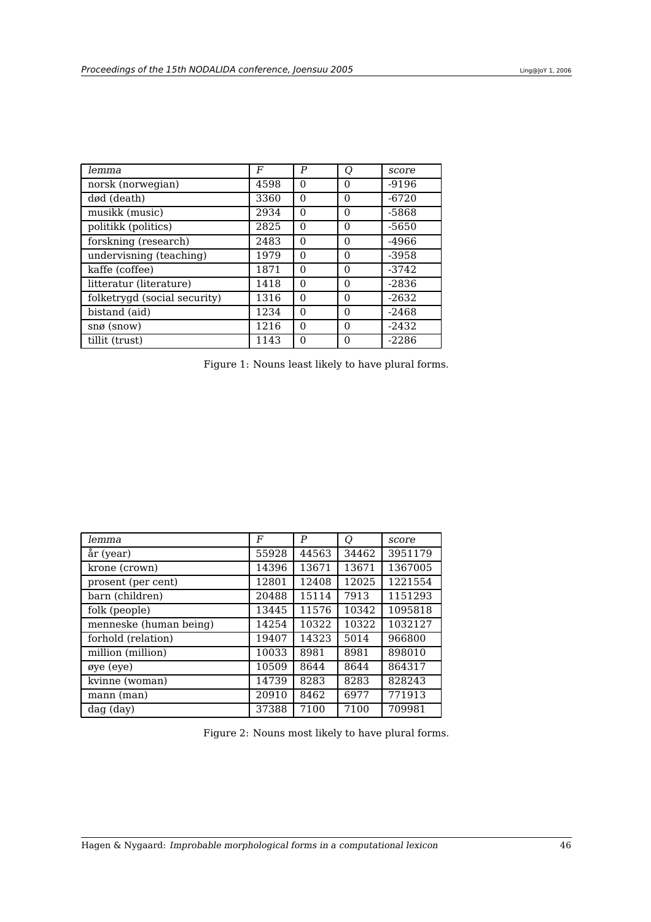| *lemma* | *F* | *P* | *Q* | *score* |
| --- | --- | --- | --- | --- |
| norsk (norwegian) | 4598 | 0 | 0 | -9196 |
| død (death) | 3360 | 0 | 0 | -6720 |
| musikk (music) | 2934 | 0 | 0 | -5868 |
| politikk (politics) | 2825 | 0 | 0 | -5650 |
| forskning (research) | 2483 | 0 | 0 | -4966 |
| undervisning (teaching) | 1979 | 0 | 0 | -3958 |
| kaffe (coffee) | 1871 | 0 | 0 | -3742 |
| litteratur (literature) | 1418 | 0 | 0 | -2836 |
| folketrygd (social security) | 1316 | 0 | 0 | -2632 |
| bistand (aid) | 1234 | 0 | 0 | -2468 |
| snø (snow) | 1216 | 0 | 0 | -2432 |
| tillit (trust) | 1143 | 0 | 0 | -2286 |

Figure 1: Nouns least likely to have plural forms.

| *lemma* | *F* | *P* | *Q* | *score* |
| --- | --- | --- | --- | --- |
| år (year) | 55928 | 44563 | 34462 | 3951179 |
| krone (crown) | 14396 | 13671 | 13671 | 1367005 |
| prosent (per cent) | 12801 | 12408 | 12025 | 1221554 |
| barn (children) | 20488 | 15114 | 7913 | 1151293 |
| folk (people) | 13445 | 11576 | 10342 | 1095818 |
| menneske (human being) | 14254 | 10322 | 10322 | 1032127 |
| forhold (relation) | 19407 | 14323 | 5014 | 966800 |
| million (million) | 10033 | 8981 | 8981 | 898010 |
| øye (eye) | 10509 | 8644 | 8644 | 864317 |
| kvinne (woman) | 14739 | 8283 | 8283 | 828243 |
| mann (man) | 20910 | 8462 | 6977 | 771913 |
| dag (day) | 37388 | 7100 | 7100 | 709981 |

Figure 2: Nouns most likely to have plural forms.